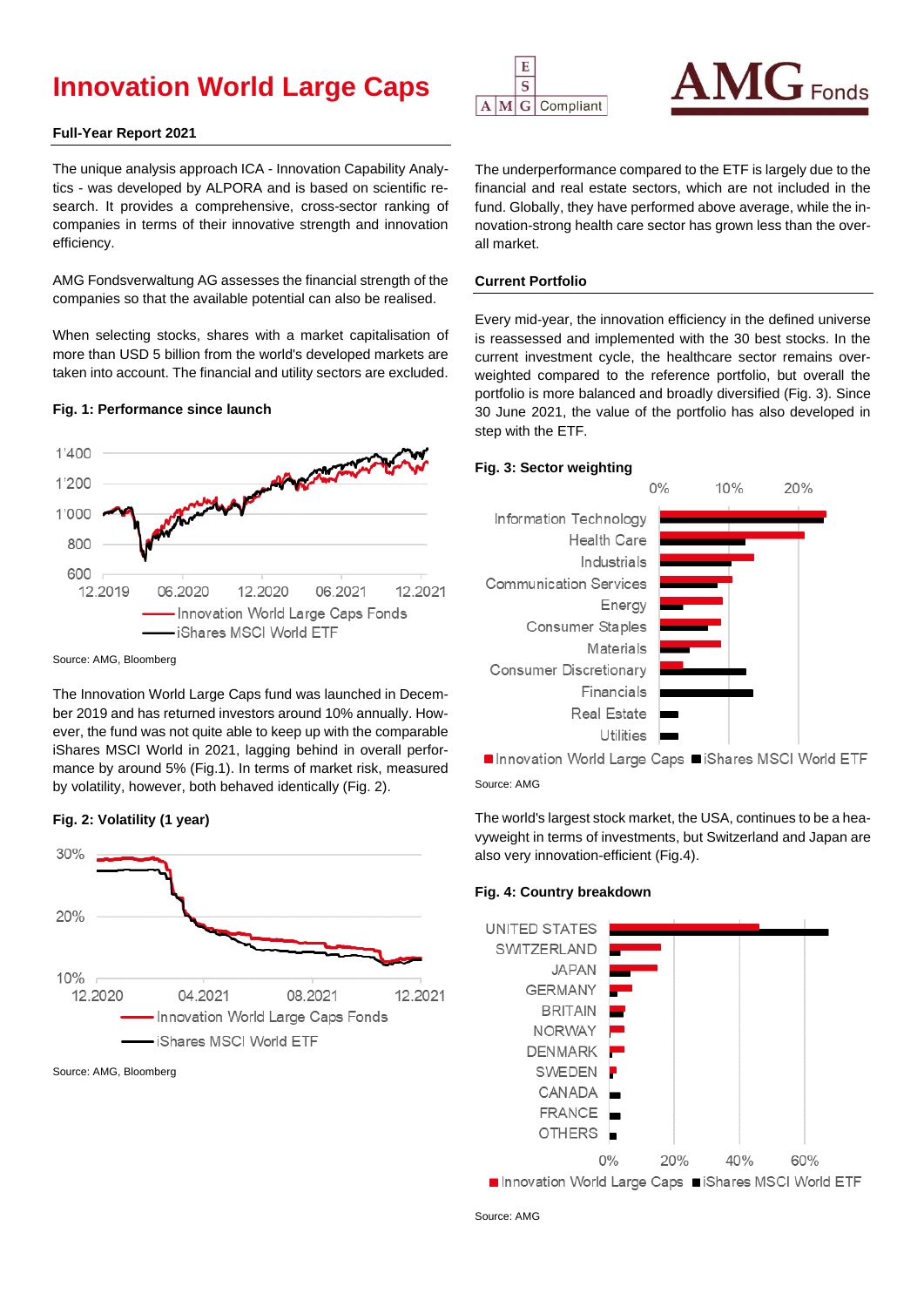# Innovation World Large Caps

**Full-Year Report 2021**

The unique analysis approach ICA - Innovation Capability Analytics - was developed by ALPORA and is based on scientific research. It provides a comprehensive, cross-sector ranking of companies in terms of their innovative strength and innovation efficiency.

AMG Fondsverwaltung AG assesses the financial strength of the companies so that the available potential can also be realised.

When selecting stocks, shares with a market capitalisation of more than USD 5 billion from the world's developed markets are taken into account. The financial and utility sectors are excluded.

**Fig. 1: Performance since launch**

Source: AMG, Bloomberg

The Innovation World Large Caps fund was launched in December 2019 and has returned investors around 10% annually. However, the fund was not quite able to keep up with the comparable iShares MSCI World in 2021, lagging behind in overall performance by around 5% (Fig.1). In terms of market risk, measured by volatility, however, both behaved identically (Fig. 2).

**Fig. 2: Volatility (1 year)**

Source: AMG, Bloomberg

The underperformance compared to the ETF is largely due to the financial and real estate sectors, which are not included in the fund. Globally, they have performed above average, while the innovation-strong health care sector has grown less than the overall market.

**Current Portfolio**

Every mid-year, the innovation efficiency in the defined universe is reassessed and implemented with the 30 best stocks. In the current investment cycle, the healthcare sector remains overweighted compared to the reference portfolio, but overall the portfolio is more balanced and broadly diversified (Fig. 3). Since 30 June 2021, the value of the portfolio has also developed in step with the ETF.

**Fig. 3: Sector weighting**

Source: AMG

The world's largest stock market, the USA, continues to be a heavyweight in terms of investments, but Switzerland and Japan are also very innovation-efficient (Fig.4).

**Fig. 4: Country breakdown**

Source: AMG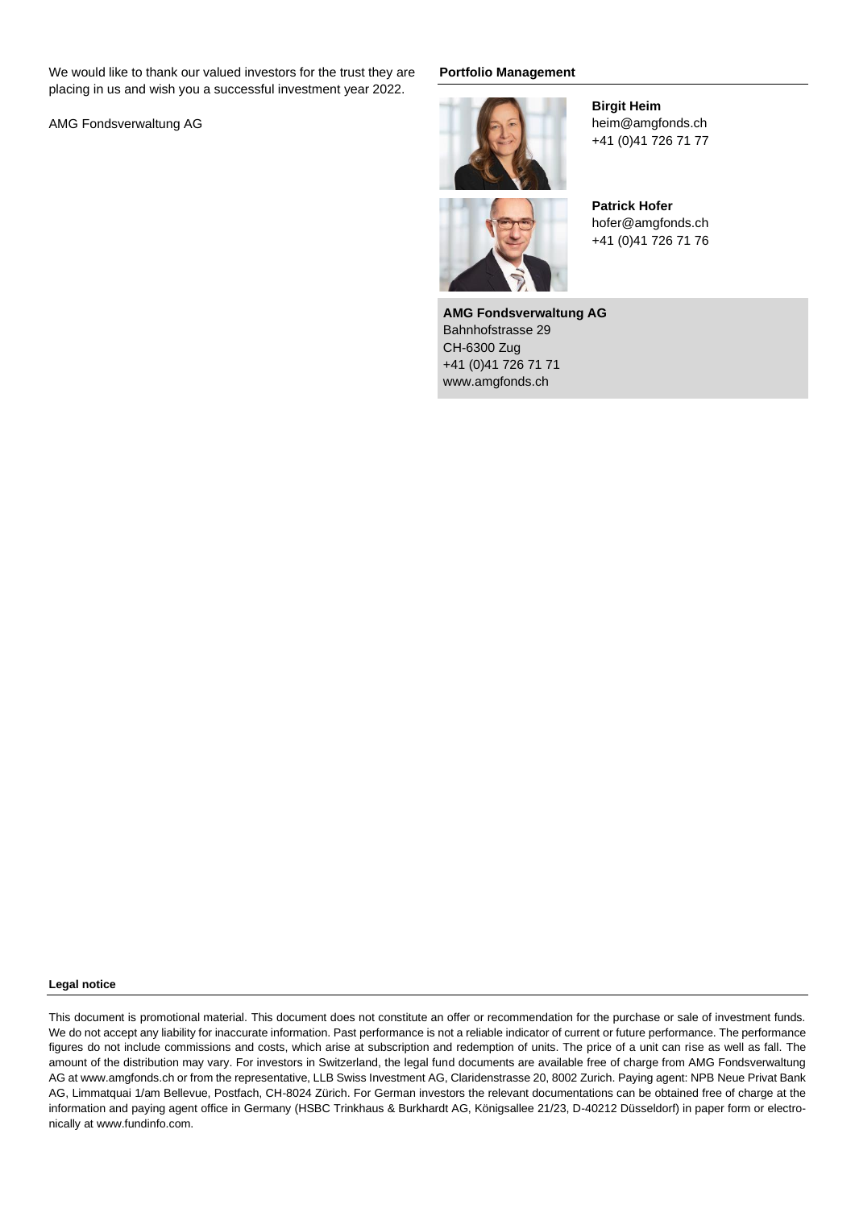We would like to thank our valued investors for the trust they are placing in us and wish you a successful investment year 2022.

AMG Fondsverwaltung AG

**Portfolio Management**

**Birgit Heim**
heim@amgfonds.ch
+41 (0)41 726 71 77

**Patrick Hofer**
hofer@amgfonds.ch
+41 (0)41 726 71 76

**AMG Fondsverwaltung AG**
Bahnhofstrasse 29
CH-6300 Zug
+41 (0)41 726 71 71
www.amgfonds.ch

**Legal notice**

This document is promotional material. This document does not constitute an offer or recommendation for the purchase or sale of investment funds. We do not accept any liability for inaccurate information. Past performance is not a reliable indicator of current or future performance. The performance figures do not include commissions and costs, which arise at subscription and redemption of units. The price of a unit can rise as well as fall. The amount of the distribution may vary. For investors in Switzerland, the legal fund documents are available free of charge from AMG Fondsverwaltung AG at www.amgfonds.ch or from the representative, LLB Swiss Investment AG, Claridenstrasse 20, 8002 Zurich. Paying agent: NPB Neue Privat Bank AG, Limmatquai 1/am Bellevue, Postfach, CH-8024 Zürich. For German investors the relevant documentations can be obtained free of charge at the information and paying agent office in Germany (HSBC Trinkhaus & Burkhardt AG, Königsallee 21/23, D-40212 Düsseldorf) in paper form or electronically at www.fundinfo.com.